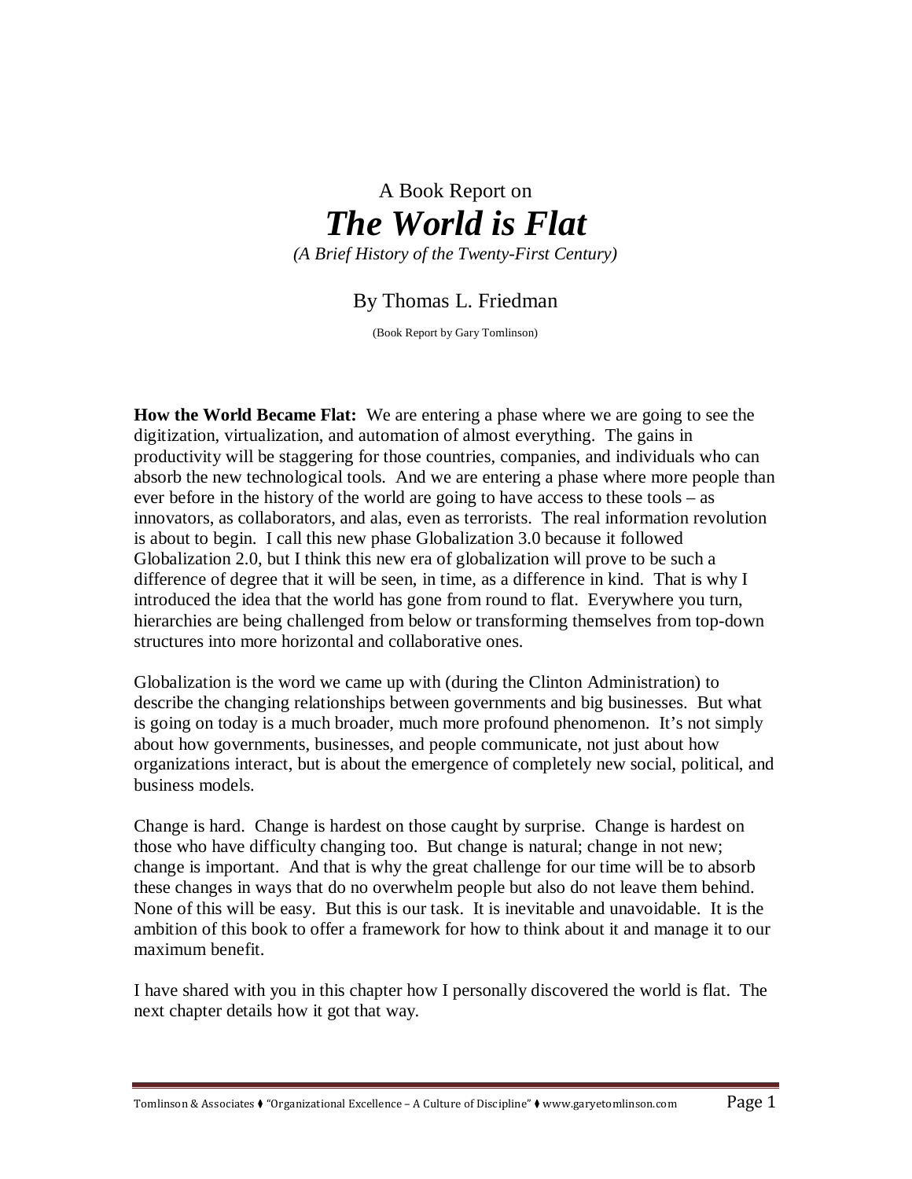A Book Report on

# *The World is Flat*

*(A Brief History of the Twenty-First Century)*

By Thomas L. Friedman

(Book Report by Gary Tomlinson)

**How the World Became Flat:** We are entering a phase where we are going to see the digitization, virtualization, and automation of almost everything. The gains in productivity will be staggering for those countries, companies, and individuals who can absorb the new technological tools. And we are entering a phase where more people than ever before in the history of the world are going to have access to these tools – as innovators, as collaborators, and alas, even as terrorists. The real information revolution is about to begin. I call this new phase Globalization 3.0 because it followed Globalization 2.0, but I think this new era of globalization will prove to be such a difference of degree that it will be seen, in time, as a difference in kind. That is why I introduced the idea that the world has gone from round to flat. Everywhere you turn, hierarchies are being challenged from below or transforming themselves from top-down structures into more horizontal and collaborative ones.

Globalization is the word we came up with (during the Clinton Administration) to describe the changing relationships between governments and big businesses. But what is going on today is a much broader, much more profound phenomenon. It's not simply about how governments, businesses, and people communicate, not just about how organizations interact, but is about the emergence of completely new social, political, and business models.

Change is hard. Change is hardest on those caught by surprise. Change is hardest on those who have difficulty changing too. But change is natural; change in not new; change is important. And that is why the great challenge for our time will be to absorb these changes in ways that do no overwhelm people but also do not leave them behind. None of this will be easy. But this is our task. It is inevitable and unavoidable. It is the ambition of this book to offer a framework for how to think about it and manage it to our maximum benefit.

I have shared with you in this chapter how I personally discovered the world is flat. The next chapter details how it got that way.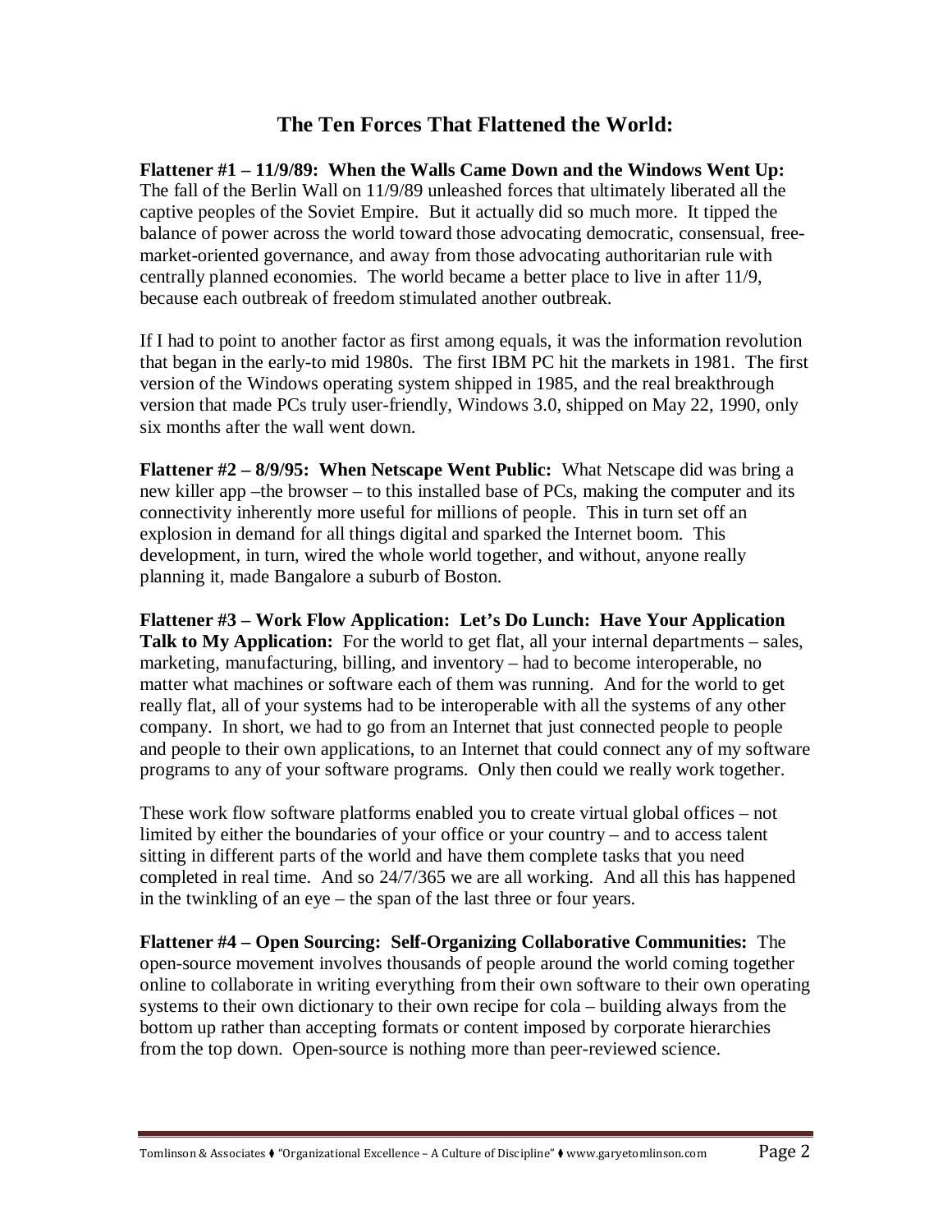## The Ten Forces That Flattened the World:

**Flattener #1 – 11/9/89: When the Walls Came Down and the Windows Went Up:** The fall of the Berlin Wall on 11/9/89 unleashed forces that ultimately liberated all the captive peoples of the Soviet Empire. But it actually did so much more. It tipped the balance of power across the world toward those advocating democratic, consensual, free-market-oriented governance, and away from those advocating authoritarian rule with centrally planned economies. The world became a better place to live in after 11/9, because each outbreak of freedom stimulated another outbreak.

If I had to point to another factor as first among equals, it was the information revolution that began in the early-to mid 1980s. The first IBM PC hit the markets in 1981. The first version of the Windows operating system shipped in 1985, and the real breakthrough version that made PCs truly user-friendly, Windows 3.0, shipped on May 22, 1990, only six months after the wall went down.

**Flattener #2 – 8/9/95: When Netscape Went Public:** What Netscape did was bring a new killer app –the browser – to this installed base of PCs, making the computer and its connectivity inherently more useful for millions of people. This in turn set off an explosion in demand for all things digital and sparked the Internet boom. This development, in turn, wired the whole world together, and without, anyone really planning it, made Bangalore a suburb of Boston.

**Flattener #3 – Work Flow Application: Let's Do Lunch: Have Your Application Talk to My Application:** For the world to get flat, all your internal departments – sales, marketing, manufacturing, billing, and inventory – had to become interoperable, no matter what machines or software each of them was running. And for the world to get really flat, all of your systems had to be interoperable with all the systems of any other company. In short, we had to go from an Internet that just connected people to people and people to their own applications, to an Internet that could connect any of my software programs to any of your software programs. Only then could we really work together.

These work flow software platforms enabled you to create virtual global offices – not limited by either the boundaries of your office or your country – and to access talent sitting in different parts of the world and have them complete tasks that you need completed in real time. And so 24/7/365 we are all working. And all this has happened in the twinkling of an eye – the span of the last three or four years.

**Flattener #4 – Open Sourcing: Self-Organizing Collaborative Communities:** The open-source movement involves thousands of people around the world coming together online to collaborate in writing everything from their own software to their own operating systems to their own dictionary to their own recipe for cola – building always from the bottom up rather than accepting formats or content imposed by corporate hierarchies from the top down. Open-source is nothing more than peer-reviewed science.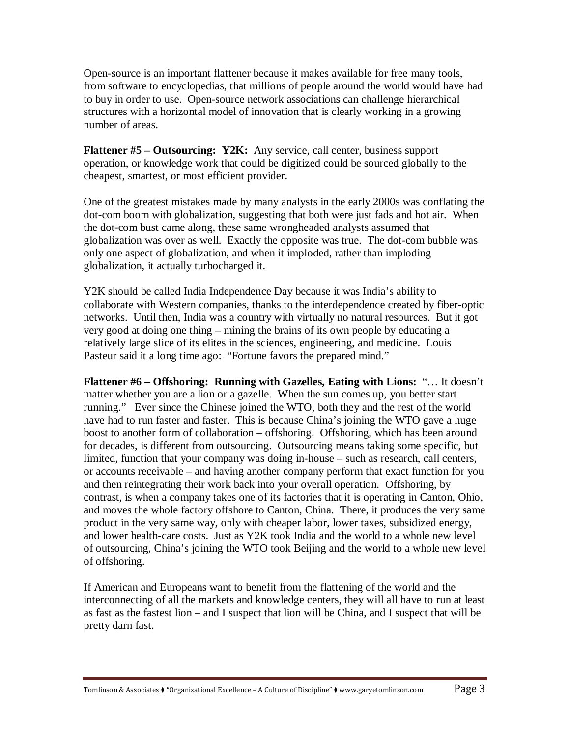Open-source is an important flattener because it makes available for free many tools, from software to encyclopedias, that millions of people around the world would have had to buy in order to use. Open-source network associations can challenge hierarchical structures with a horizontal model of innovation that is clearly working in a growing number of areas.

**Flattener #5 – Outsourcing: Y2K:** Any service, call center, business support operation, or knowledge work that could be digitized could be sourced globally to the cheapest, smartest, or most efficient provider.

One of the greatest mistakes made by many analysts in the early 2000s was conflating the dot-com boom with globalization, suggesting that both were just fads and hot air. When the dot-com bust came along, these same wrongheaded analysts assumed that globalization was over as well. Exactly the opposite was true. The dot-com bubble was only one aspect of globalization, and when it imploded, rather than imploding globalization, it actually turbocharged it.

Y2K should be called India Independence Day because it was India's ability to collaborate with Western companies, thanks to the interdependence created by fiber-optic networks. Until then, India was a country with virtually no natural resources. But it got very good at doing one thing – mining the brains of its own people by educating a relatively large slice of its elites in the sciences, engineering, and medicine. Louis Pasteur said it a long time ago: "Fortune favors the prepared mind."

**Flattener #6 – Offshoring: Running with Gazelles, Eating with Lions:** "… It doesn't matter whether you are a lion or a gazelle. When the sun comes up, you better start running." Ever since the Chinese joined the WTO, both they and the rest of the world have had to run faster and faster. This is because China's joining the WTO gave a huge boost to another form of collaboration – offshoring. Offshoring, which has been around for decades, is different from outsourcing. Outsourcing means taking some specific, but limited, function that your company was doing in-house – such as research, call centers, or accounts receivable – and having another company perform that exact function for you and then reintegrating their work back into your overall operation. Offshoring, by contrast, is when a company takes one of its factories that it is operating in Canton, Ohio, and moves the whole factory offshore to Canton, China. There, it produces the very same product in the very same way, only with cheaper labor, lower taxes, subsidized energy, and lower health-care costs. Just as Y2K took India and the world to a whole new level of outsourcing, China's joining the WTO took Beijing and the world to a whole new level of offshoring.

If American and Europeans want to benefit from the flattening of the world and the interconnecting of all the markets and knowledge centers, they will all have to run at least as fast as the fastest lion – and I suspect that lion will be China, and I suspect that will be pretty darn fast.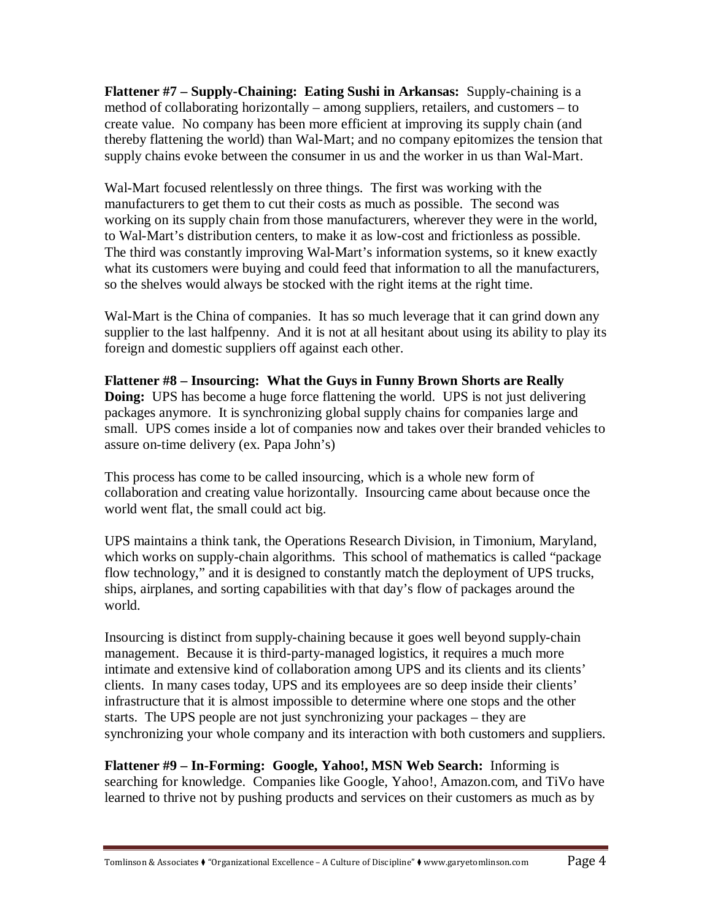**Flattener #7 – Supply-Chaining: Eating Sushi in Arkansas:** Supply-chaining is a method of collaborating horizontally – among suppliers, retailers, and customers – to create value. No company has been more efficient at improving its supply chain (and thereby flattening the world) than Wal-Mart; and no company epitomizes the tension that supply chains evoke between the consumer in us and the worker in us than Wal-Mart.

Wal-Mart focused relentlessly on three things. The first was working with the manufacturers to get them to cut their costs as much as possible. The second was working on its supply chain from those manufacturers, wherever they were in the world, to Wal-Mart's distribution centers, to make it as low-cost and frictionless as possible. The third was constantly improving Wal-Mart's information systems, so it knew exactly what its customers were buying and could feed that information to all the manufacturers, so the shelves would always be stocked with the right items at the right time.

Wal-Mart is the China of companies. It has so much leverage that it can grind down any supplier to the last halfpenny. And it is not at all hesitant about using its ability to play its foreign and domestic suppliers off against each other.

**Flattener #8 – Insourcing: What the Guys in Funny Brown Shorts are Really Doing:** UPS has become a huge force flattening the world. UPS is not just delivering packages anymore. It is synchronizing global supply chains for companies large and small. UPS comes inside a lot of companies now and takes over their branded vehicles to assure on-time delivery (ex. Papa John's)

This process has come to be called insourcing, which is a whole new form of collaboration and creating value horizontally. Insourcing came about because once the world went flat, the small could act big.

UPS maintains a think tank, the Operations Research Division, in Timonium, Maryland, which works on supply-chain algorithms. This school of mathematics is called "package flow technology," and it is designed to constantly match the deployment of UPS trucks, ships, airplanes, and sorting capabilities with that day's flow of packages around the world.

Insourcing is distinct from supply-chaining because it goes well beyond supply-chain management. Because it is third-party-managed logistics, it requires a much more intimate and extensive kind of collaboration among UPS and its clients and its clients' clients. In many cases today, UPS and its employees are so deep inside their clients' infrastructure that it is almost impossible to determine where one stops and the other starts. The UPS people are not just synchronizing your packages – they are synchronizing your whole company and its interaction with both customers and suppliers.

**Flattener #9 – In-Forming: Google, Yahoo!, MSN Web Search:** Informing is searching for knowledge. Companies like Google, Yahoo!, Amazon.com, and TiVo have learned to thrive not by pushing products and services on their customers as much as by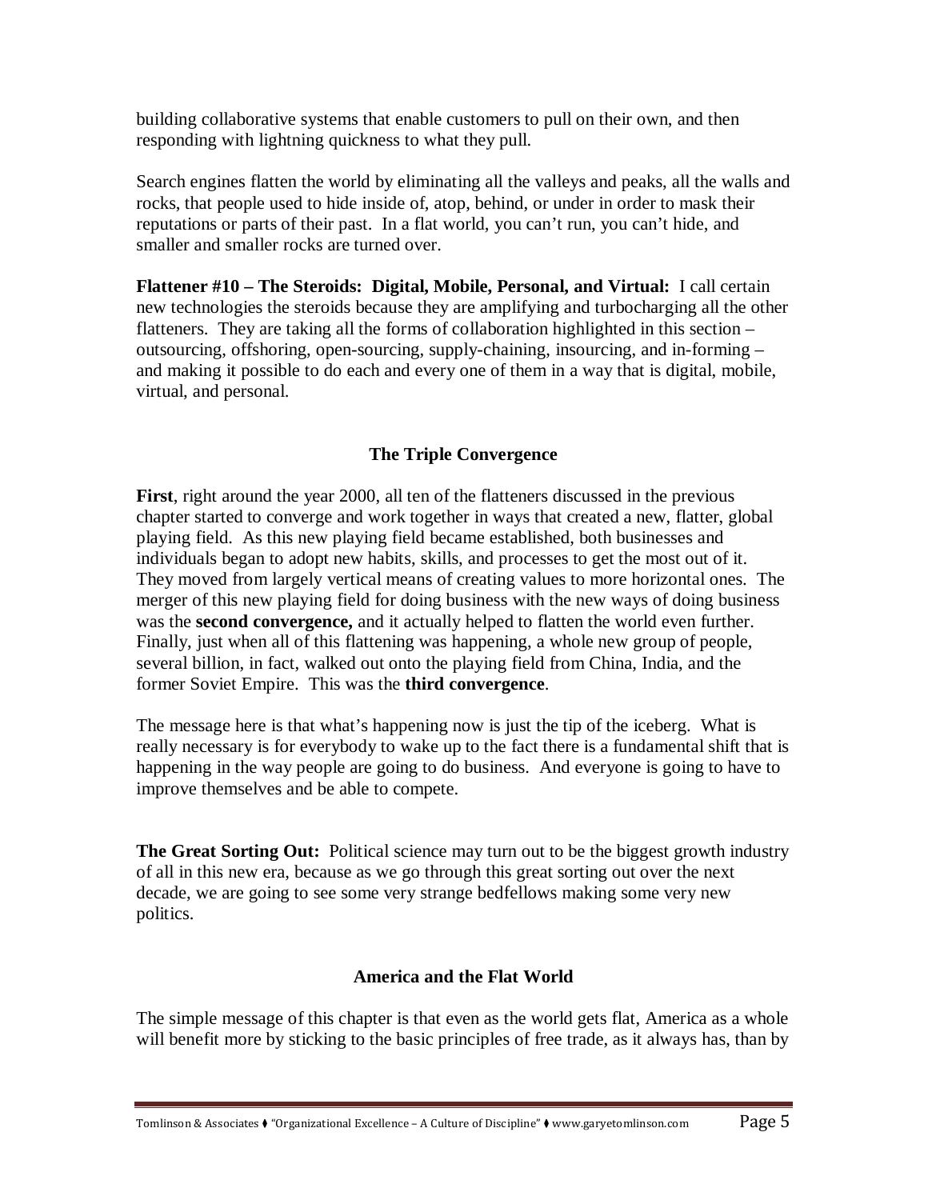building collaborative systems that enable customers to pull on their own, and then responding with lightning quickness to what they pull.

Search engines flatten the world by eliminating all the valleys and peaks, all the walls and rocks, that people used to hide inside of, atop, behind, or under in order to mask their reputations or parts of their past. In a flat world, you can't run, you can't hide, and smaller and smaller rocks are turned over.

**Flattener #10 – The Steroids: Digital, Mobile, Personal, and Virtual:** I call certain new technologies the steroids because they are amplifying and turbocharging all the other flatteners. They are taking all the forms of collaboration highlighted in this section – outsourcing, offshoring, open-sourcing, supply-chaining, insourcing, and in-forming – and making it possible to do each and every one of them in a way that is digital, mobile, virtual, and personal.

## The Triple Convergence

**First**, right around the year 2000, all ten of the flatteners discussed in the previous chapter started to converge and work together in ways that created a new, flatter, global playing field. As this new playing field became established, both businesses and individuals began to adopt new habits, skills, and processes to get the most out of it. They moved from largely vertical means of creating values to more horizontal ones. The merger of this new playing field for doing business with the new ways of doing business was the **second convergence,** and it actually helped to flatten the world even further. Finally, just when all of this flattening was happening, a whole new group of people, several billion, in fact, walked out onto the playing field from China, India, and the former Soviet Empire. This was the **third convergence**.

The message here is that what's happening now is just the tip of the iceberg. What is really necessary is for everybody to wake up to the fact there is a fundamental shift that is happening in the way people are going to do business. And everyone is going to have to improve themselves and be able to compete.

**The Great Sorting Out:** Political science may turn out to be the biggest growth industry of all in this new era, because as we go through this great sorting out over the next decade, we are going to see some very strange bedfellows making some very new politics.

## America and the Flat World

The simple message of this chapter is that even as the world gets flat, America as a whole will benefit more by sticking to the basic principles of free trade, as it always has, than by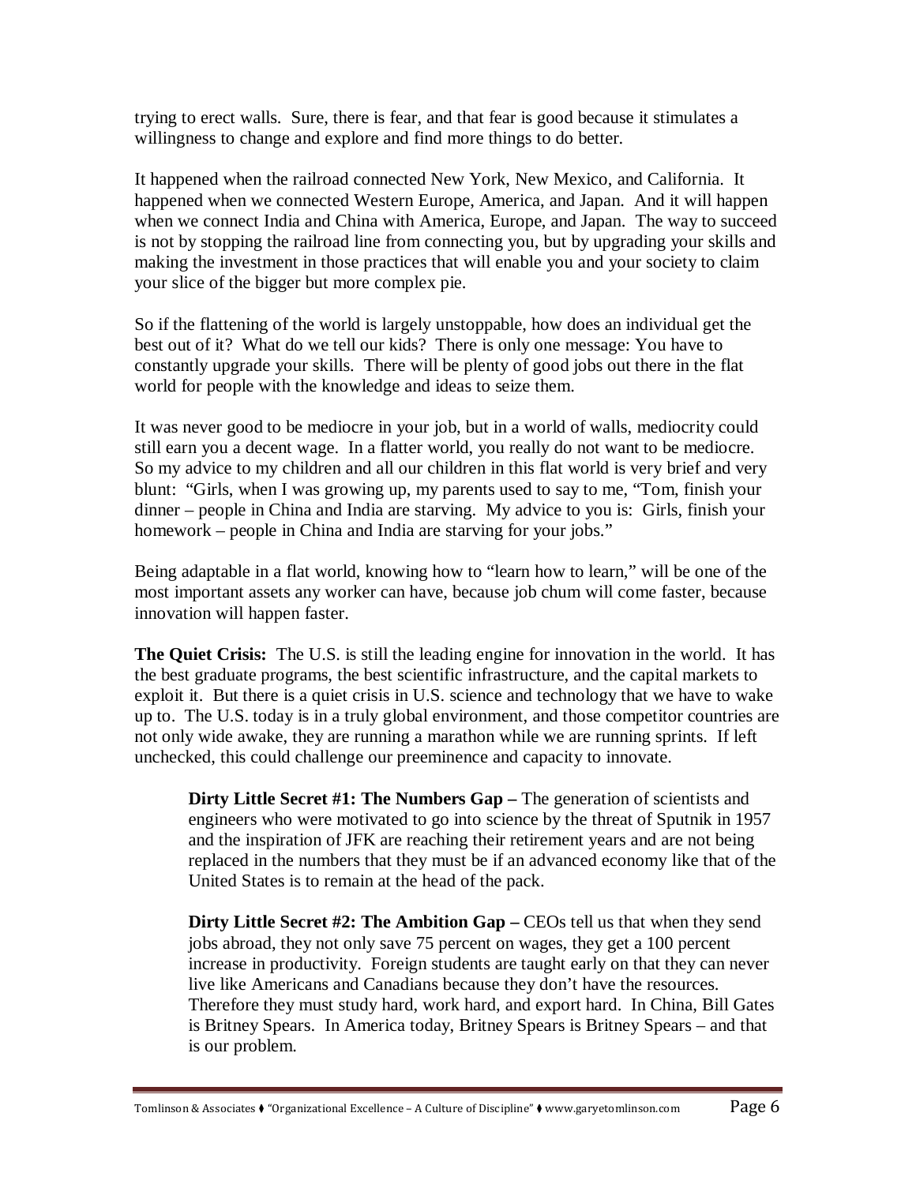trying to erect walls. Sure, there is fear, and that fear is good because it stimulates a willingness to change and explore and find more things to do better.

It happened when the railroad connected New York, New Mexico, and California. It happened when we connected Western Europe, America, and Japan. And it will happen when we connect India and China with America, Europe, and Japan. The way to succeed is not by stopping the railroad line from connecting you, but by upgrading your skills and making the investment in those practices that will enable you and your society to claim your slice of the bigger but more complex pie.

So if the flattening of the world is largely unstoppable, how does an individual get the best out of it? What do we tell our kids? There is only one message: You have to constantly upgrade your skills. There will be plenty of good jobs out there in the flat world for people with the knowledge and ideas to seize them.

It was never good to be mediocre in your job, but in a world of walls, mediocrity could still earn you a decent wage. In a flatter world, you really do not want to be mediocre. So my advice to my children and all our children in this flat world is very brief and very blunt: "Girls, when I was growing up, my parents used to say to me, "Tom, finish your dinner – people in China and India are starving. My advice to you is: Girls, finish your homework – people in China and India are starving for your jobs."

Being adaptable in a flat world, knowing how to "learn how to learn," will be one of the most important assets any worker can have, because job chum will come faster, because innovation will happen faster.

**The Quiet Crisis:** The U.S. is still the leading engine for innovation in the world. It has the best graduate programs, the best scientific infrastructure, and the capital markets to exploit it. But there is a quiet crisis in U.S. science and technology that we have to wake up to. The U.S. today is in a truly global environment, and those competitor countries are not only wide awake, they are running a marathon while we are running sprints. If left unchecked, this could challenge our preeminence and capacity to innovate.

> **Dirty Little Secret #1: The Numbers Gap –** The generation of scientists and engineers who were motivated to go into science by the threat of Sputnik in 1957 and the inspiration of JFK are reaching their retirement years and are not being replaced in the numbers that they must be if an advanced economy like that of the United States is to remain at the head of the pack.

> **Dirty Little Secret #2: The Ambition Gap –** CEOs tell us that when they send jobs abroad, they not only save 75 percent on wages, they get a 100 percent increase in productivity. Foreign students are taught early on that they can never live like Americans and Canadians because they don't have the resources. Therefore they must study hard, work hard, and export hard. In China, Bill Gates is Britney Spears. In America today, Britney Spears is Britney Spears – and that is our problem.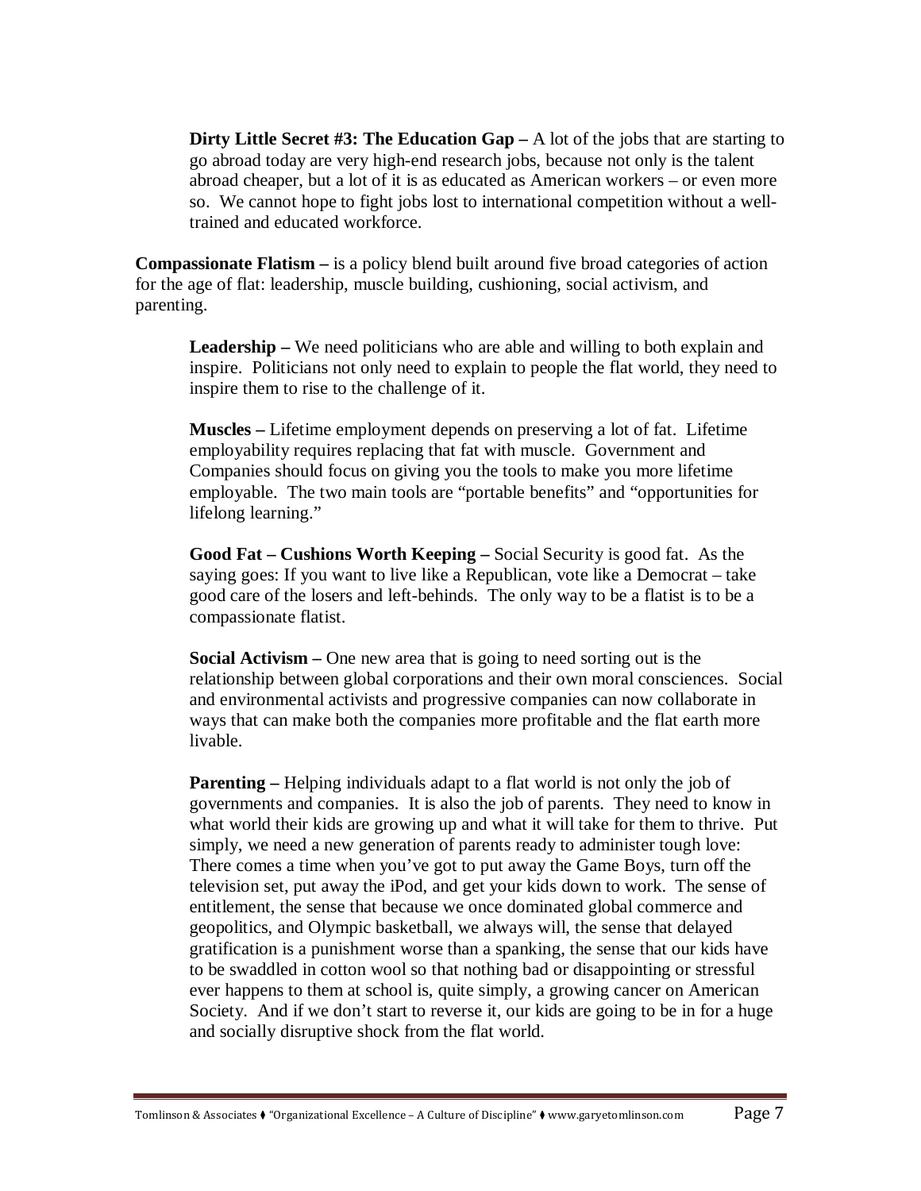**Dirty Little Secret #3: The Education Gap –** A lot of the jobs that are starting to go abroad today are very high-end research jobs, because not only is the talent abroad cheaper, but a lot of it is as educated as American workers – or even more so. We cannot hope to fight jobs lost to international competition without a well-trained and educated workforce.

**Compassionate Flatism –** is a policy blend built around five broad categories of action for the age of flat: leadership, muscle building, cushioning, social activism, and parenting.

**Leadership –** We need politicians who are able and willing to both explain and inspire. Politicians not only need to explain to people the flat world, they need to inspire them to rise to the challenge of it.

**Muscles –** Lifetime employment depends on preserving a lot of fat. Lifetime employability requires replacing that fat with muscle. Government and Companies should focus on giving you the tools to make you more lifetime employable. The two main tools are "portable benefits" and "opportunities for lifelong learning."

**Good Fat – Cushions Worth Keeping –** Social Security is good fat. As the saying goes: If you want to live like a Republican, vote like a Democrat – take good care of the losers and left-behinds. The only way to be a flatist is to be a compassionate flatist.

**Social Activism –** One new area that is going to need sorting out is the relationship between global corporations and their own moral consciences. Social and environmental activists and progressive companies can now collaborate in ways that can make both the companies more profitable and the flat earth more livable.

**Parenting –** Helping individuals adapt to a flat world is not only the job of governments and companies. It is also the job of parents. They need to know in what world their kids are growing up and what it will take for them to thrive. Put simply, we need a new generation of parents ready to administer tough love: There comes a time when you've got to put away the Game Boys, turn off the television set, put away the iPod, and get your kids down to work. The sense of entitlement, the sense that because we once dominated global commerce and geopolitics, and Olympic basketball, we always will, the sense that delayed gratification is a punishment worse than a spanking, the sense that our kids have to be swaddled in cotton wool so that nothing bad or disappointing or stressful ever happens to them at school is, quite simply, a growing cancer on American Society. And if we don't start to reverse it, our kids are going to be in for a huge and socially disruptive shock from the flat world.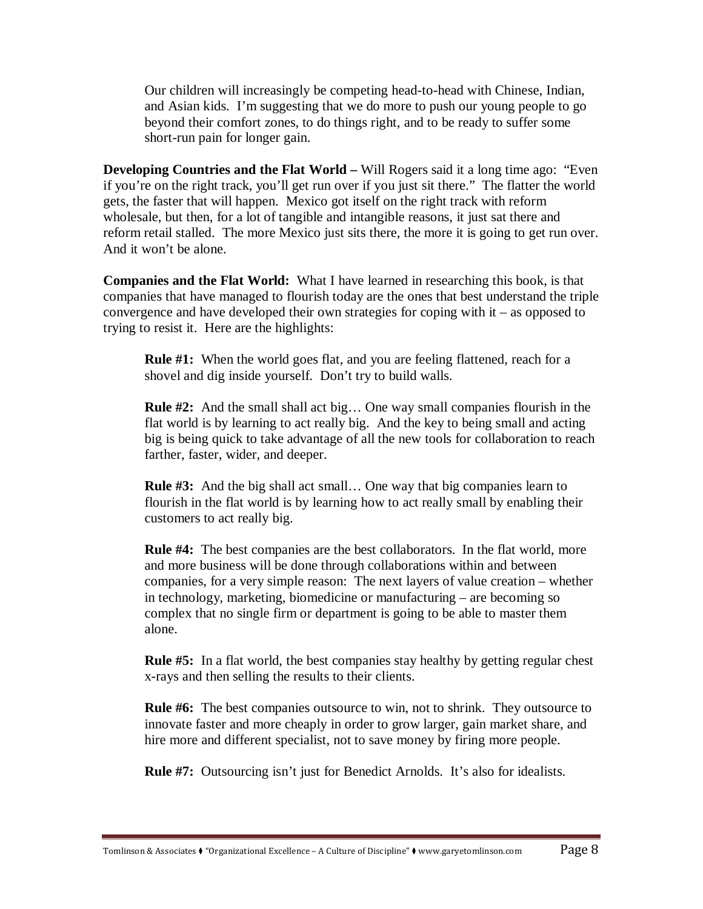Our children will increasingly be competing head-to-head with Chinese, Indian, and Asian kids. I'm suggesting that we do more to push our young people to go beyond their comfort zones, to do things right, and to be ready to suffer some short-run pain for longer gain.

**Developing Countries and the Flat World –** Will Rogers said it a long time ago: "Even if you're on the right track, you'll get run over if you just sit there." The flatter the world gets, the faster that will happen. Mexico got itself on the right track with reform wholesale, but then, for a lot of tangible and intangible reasons, it just sat there and reform retail stalled. The more Mexico just sits there, the more it is going to get run over. And it won't be alone.

**Companies and the Flat World:** What I have learned in researching this book, is that companies that have managed to flourish today are the ones that best understand the triple convergence and have developed their own strategies for coping with it – as opposed to trying to resist it. Here are the highlights:

**Rule #1:** When the world goes flat, and you are feeling flattened, reach for a shovel and dig inside yourself. Don't try to build walls.

**Rule #2:** And the small shall act big… One way small companies flourish in the flat world is by learning to act really big. And the key to being small and acting big is being quick to take advantage of all the new tools for collaboration to reach farther, faster, wider, and deeper.

**Rule #3:** And the big shall act small… One way that big companies learn to flourish in the flat world is by learning how to act really small by enabling their customers to act really big.

**Rule #4:** The best companies are the best collaborators. In the flat world, more and more business will be done through collaborations within and between companies, for a very simple reason: The next layers of value creation – whether in technology, marketing, biomedicine or manufacturing – are becoming so complex that no single firm or department is going to be able to master them alone.

**Rule #5:** In a flat world, the best companies stay healthy by getting regular chest x-rays and then selling the results to their clients.

**Rule #6:** The best companies outsource to win, not to shrink. They outsource to innovate faster and more cheaply in order to grow larger, gain market share, and hire more and different specialist, not to save money by firing more people.

**Rule #7:** Outsourcing isn't just for Benedict Arnolds. It's also for idealists.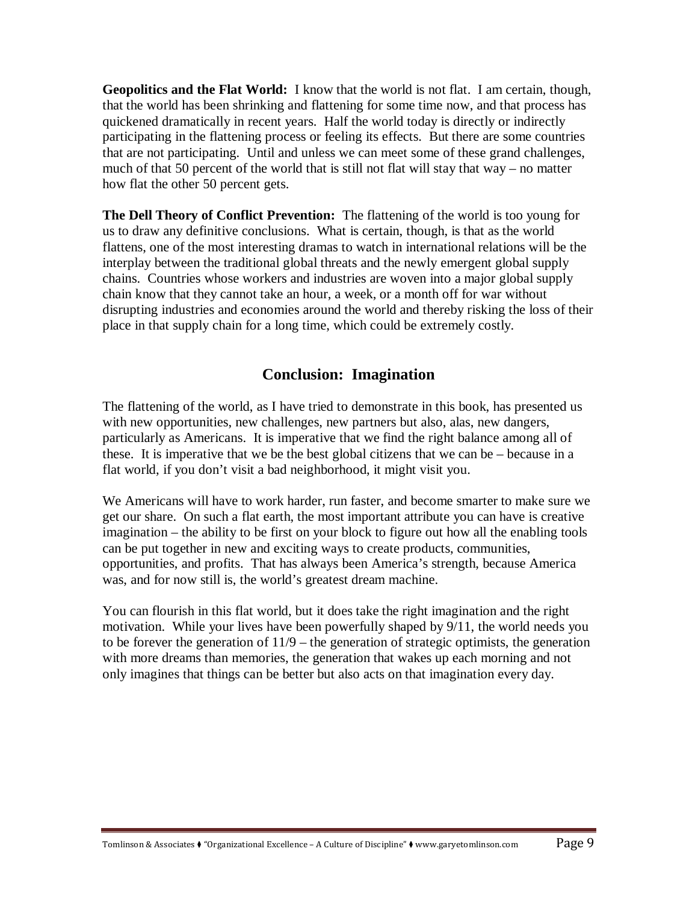**Geopolitics and the Flat World:** I know that the world is not flat. I am certain, though, that the world has been shrinking and flattening for some time now, and that process has quickened dramatically in recent years. Half the world today is directly or indirectly participating in the flattening process or feeling its effects. But there are some countries that are not participating. Until and unless we can meet some of these grand challenges, much of that 50 percent of the world that is still not flat will stay that way – no matter how flat the other 50 percent gets.

**The Dell Theory of Conflict Prevention:** The flattening of the world is too young for us to draw any definitive conclusions. What is certain, though, is that as the world flattens, one of the most interesting dramas to watch in international relations will be the interplay between the traditional global threats and the newly emergent global supply chains. Countries whose workers and industries are woven into a major global supply chain know that they cannot take an hour, a week, or a month off for war without disrupting industries and economies around the world and thereby risking the loss of their place in that supply chain for a long time, which could be extremely costly.

## Conclusion: Imagination

The flattening of the world, as I have tried to demonstrate in this book, has presented us with new opportunities, new challenges, new partners but also, alas, new dangers, particularly as Americans. It is imperative that we find the right balance among all of these. It is imperative that we be the best global citizens that we can be – because in a flat world, if you don't visit a bad neighborhood, it might visit you.

We Americans will have to work harder, run faster, and become smarter to make sure we get our share. On such a flat earth, the most important attribute you can have is creative imagination – the ability to be first on your block to figure out how all the enabling tools can be put together in new and exciting ways to create products, communities, opportunities, and profits. That has always been America's strength, because America was, and for now still is, the world's greatest dream machine.

You can flourish in this flat world, but it does take the right imagination and the right motivation. While your lives have been powerfully shaped by 9/11, the world needs you to be forever the generation of 11/9 – the generation of strategic optimists, the generation with more dreams than memories, the generation that wakes up each morning and not only imagines that things can be better but also acts on that imagination every day.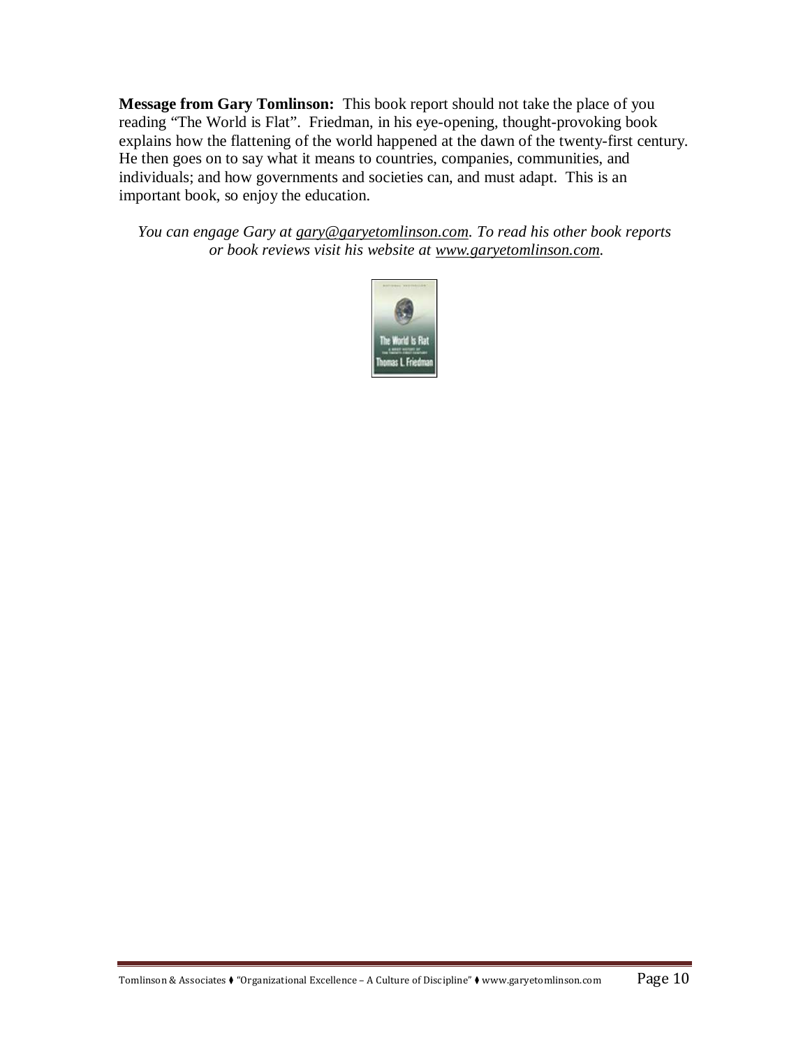**Message from Gary Tomlinson:** This book report should not take the place of you reading "The World is Flat". Friedman, in his eye-opening, thought-provoking book explains how the flattening of the world happened at the dawn of the twenty-first century. He then goes on to say what it means to countries, companies, communities, and individuals; and how governments and societies can, and must adapt. This is an important book, so enjoy the education.

*You can engage Gary at gary@garyetomlinson.com. To read his other book reports or book reviews visit his website at www.garyetomlinson.com.*